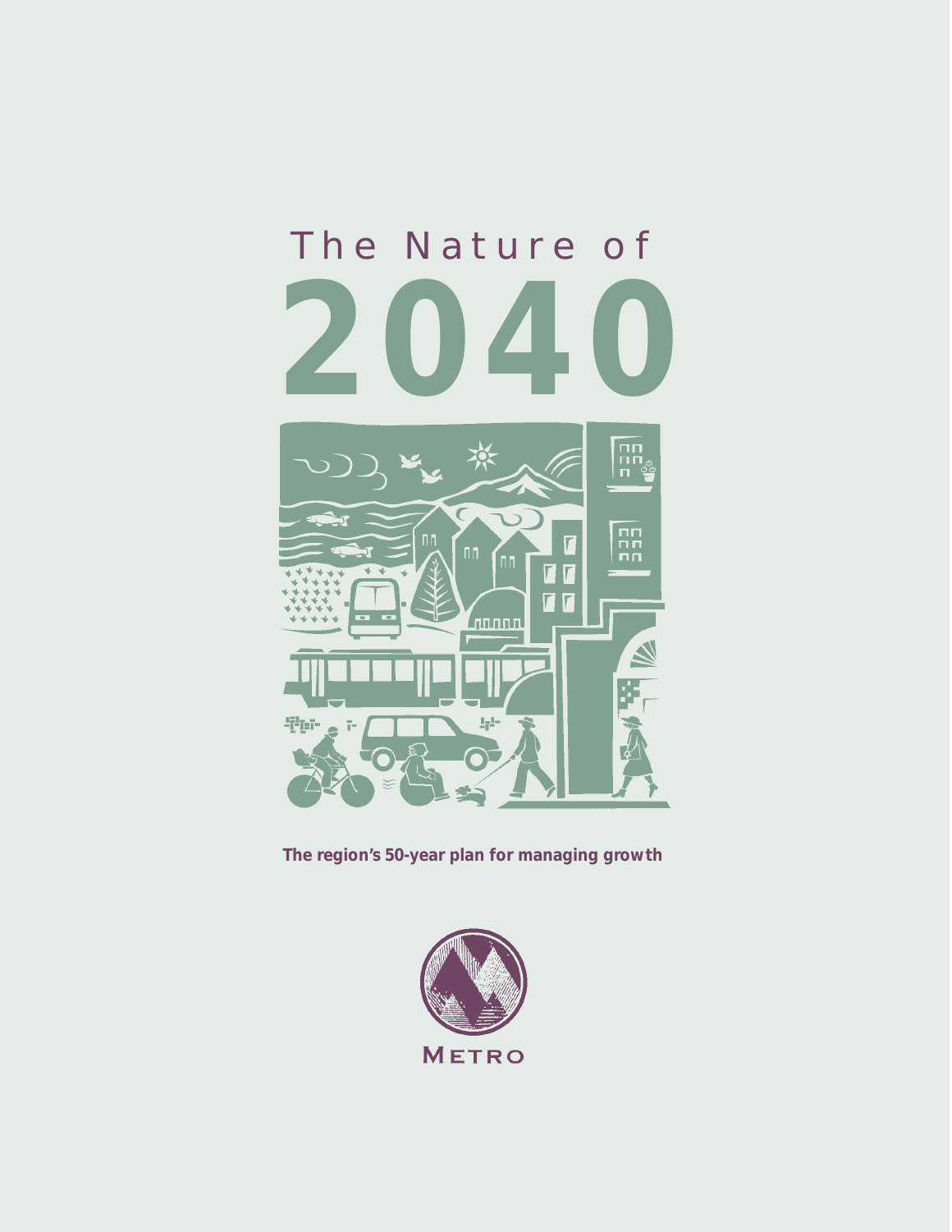# The Nature of 2040

**The region's 50-year plan for managing growth**

METRO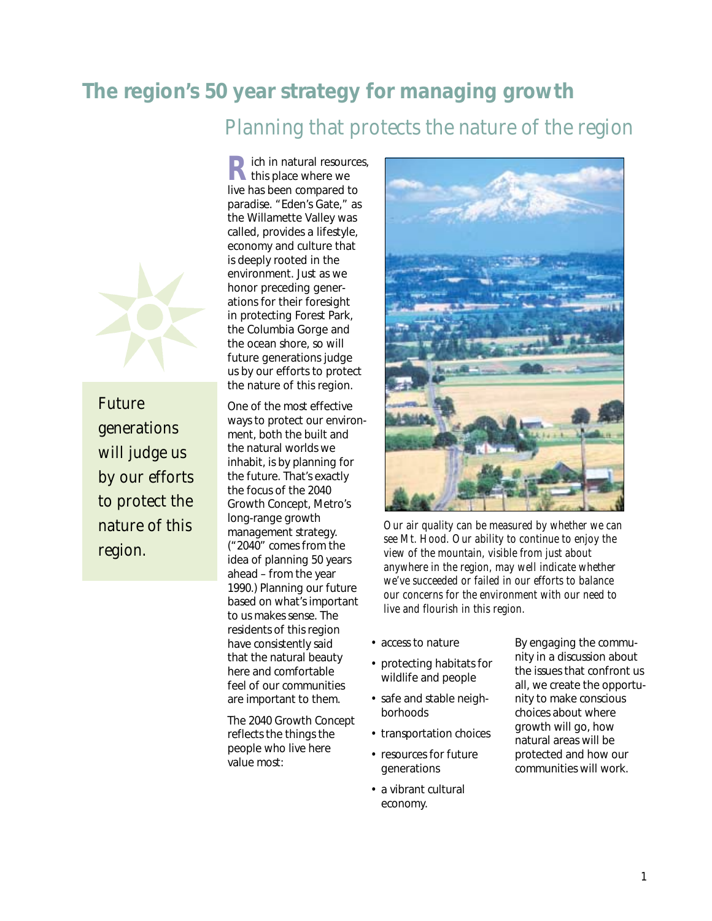# The region's 50 year strategy for managing growth

## Planning that protects the nature of the region

*Future generations will judge us by our efforts to protect the nature of this region.*

Rich in natural resources, this place where we live has been compared to paradise. "Eden's Gate," as the Willamette Valley was called, provides a lifestyle, economy and culture that is deeply rooted in the environment. Just as we honor preceding generations for their foresight in protecting Forest Park, the Columbia Gorge and the ocean shore, so will future generations judge us by our efforts to protect the nature of this region.

One of the most effective ways to protect our environment, both the built and the natural worlds we inhabit, is by planning for the future. That's exactly the focus of the 2040 Growth Concept, Metro's long-range growth management strategy. ("2040" comes from the idea of planning 50 years ahead – from the year 1990.) Planning our future based on what's important to us makes sense. The residents of this region have consistently said that the natural beauty here and comfortable feel of our communities are important to them.

The 2040 Growth Concept reflects the things the people who live here value most:

- access to nature
- protecting habitats for wildlife and people
- safe and stable neighborhoods
- transportation choices
- resources for future generations
- a vibrant cultural economy.

By engaging the community in a discussion about the issues that confront us all, we create the opportunity to make conscious choices about where growth will go, how natural areas will be protected and how our communities will work.

*Our air quality can be measured by whether we can see Mt. Hood. Our ability to continue to enjoy the view of the mountain, visible from just about anywhere in the region, may well indicate whether we've succeeded or failed in our efforts to balance our concerns for the environment with our need to live and flourish in this region.*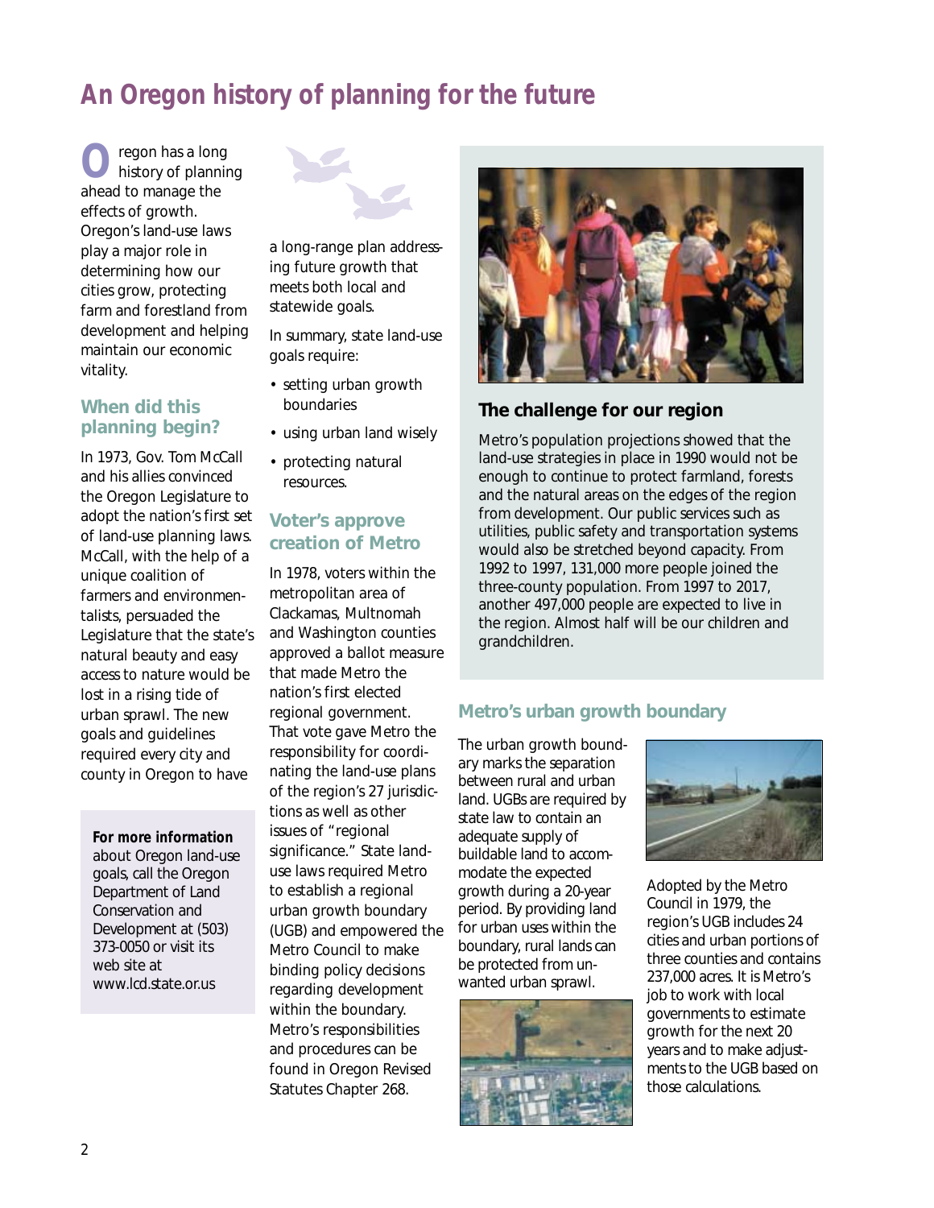# An Oregon history of planning for the future

Oregon has a long history of planning ahead to manage the effects of growth. Oregon's land-use laws play a major role in determining how our cities grow, protecting farm and forestland from development and helping maintain our economic vitality.

## When did this planning begin?

In 1973, Gov. Tom McCall and his allies convinced the Oregon Legislature to adopt the nation's first set of land-use planning laws. McCall, with the help of a unique coalition of farmers and environmentalists, persuaded the Legislature that the state's natural beauty and easy access to nature would be lost in a rising tide of urban sprawl. The new goals and guidelines required every city and county in Oregon to have a long-range plan addressing future growth that meets both local and statewide goals.

In summary, state land-use goals require:

- setting urban growth boundaries
- using urban land wisely
- protecting natural resources.

**For more information** about Oregon land-use goals, call the Oregon Department of Land Conservation and Development at (503) 373-0050 or visit its web site at www.lcd.state.or.us

## Voter's approve creation of Metro

In 1978, voters within the metropolitan area of Clackamas, Multnomah and Washington counties approved a ballot measure that made Metro the nation's first elected regional government. That vote gave Metro the responsibility for coordinating the land-use plans of the region's 27 jurisdictions as well as other issues of "regional significance." State land-use laws required Metro to establish a regional urban growth boundary (UGB) and empowered the Metro Council to make binding policy decisions regarding development within the boundary. Metro's responsibilities and procedures can be found in Oregon Revised Statutes Chapter 268.

## The challenge for our region

Metro's population projections showed that the land-use strategies in place in 1990 would not be enough to continue to protect farmland, forests and the natural areas on the edges of the region from development. Our public services such as utilities, public safety and transportation systems would also be stretched beyond capacity. From 1992 to 1997, 131,000 more people joined the three-county population. From 1997 to 2017, another 497,000 people are expected to live in the region. Almost half will be our children and grandchildren.

## Metro's urban growth boundary

The urban growth boundary marks the separation between rural and urban land. UGBs are required by state law to contain an adequate supply of buildable land to accommodate the expected growth during a 20-year period. By providing land for urban uses within the boundary, rural lands can be protected from unwanted urban sprawl.

Adopted by the Metro Council in 1979, the region's UGB includes 24 cities and urban portions of three counties and contains 237,000 acres. It is Metro's job to work with local governments to estimate growth for the next 20 years and to make adjustments to the UGB based on those calculations.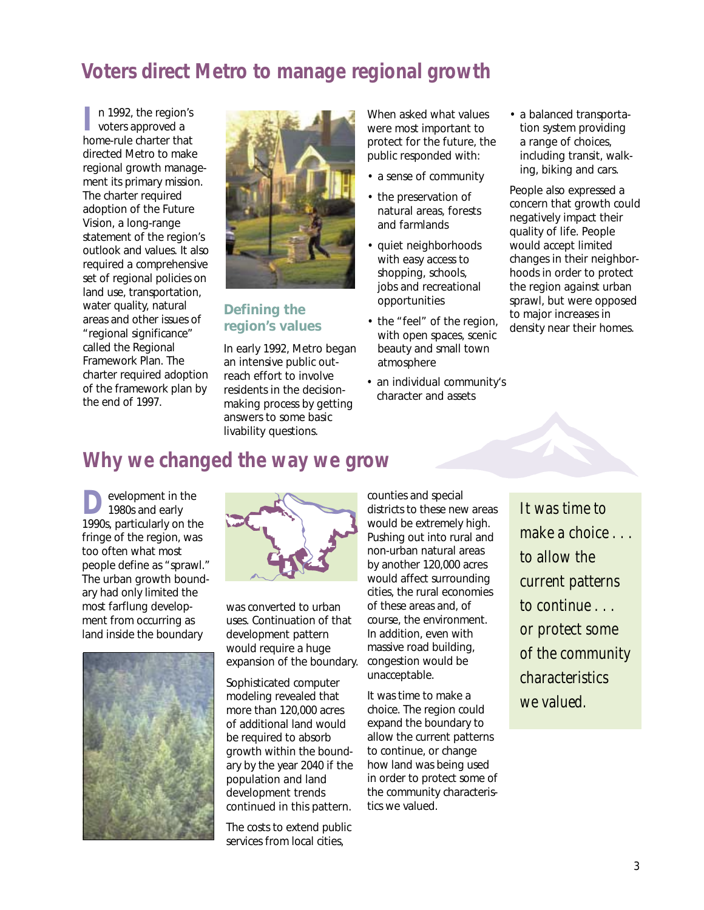# Voters direct Metro to manage regional growth

In 1992, the region's voters approved a home-rule charter that directed Metro to make regional growth management its primary mission. The charter required adoption of the Future Vision, a long-range statement of the region's outlook and values. It also required a comprehensive set of regional policies on land use, transportation, water quality, natural areas and other issues of "regional significance" called the Regional Framework Plan. The charter required adoption of the framework plan by the end of 1997.

## Defining the region's values

In early 1992, Metro began an intensive public outreach effort to involve residents in the decision-making process by getting answers to some basic livability questions.

When asked what values were most important to protect for the future, the public responded with:

- a sense of community
- the preservation of natural areas, forests and farmlands
- quiet neighborhoods with easy access to shopping, schools, jobs and recreational opportunities
- the "feel" of the region, with open spaces, scenic beauty and small town atmosphere
- an individual community's character and assets
- a balanced transportation system providing a range of choices, including transit, walking, biking and cars.

People also expressed a concern that growth could negatively impact their quality of life. People would accept limited changes in their neighborhoods in order to protect the region against urban sprawl, but were opposed to major increases in density near their homes.

# Why we changed the way we grow

Development in the 1980s and early 1990s, particularly on the fringe of the region, was too often what most people define as "sprawl." The urban growth boundary had only limited the most farflung development from occurring as land inside the boundary was converted to urban uses. Continuation of that development pattern would require a huge expansion of the boundary.

Sophisticated computer modeling revealed that more than 120,000 acres of additional land would be required to absorb growth within the boundary by the year 2040 if the population and land development trends continued in this pattern.

The costs to extend public services from local cities, counties and special districts to these new areas would be extremely high. Pushing out into rural and non-urban natural areas by another 120,000 acres would affect surrounding cities, the rural economies of these areas and, of course, the environment. In addition, even with massive road building, congestion would be unacceptable.

It was time to make a choice. The region could expand the boundary to allow the current patterns to continue, or change how land was being used in order to protect some of the community characteristics we valued.

*It was time to make a choice . . . to allow the current patterns to continue . . . or protect some of the community characteristics we valued.*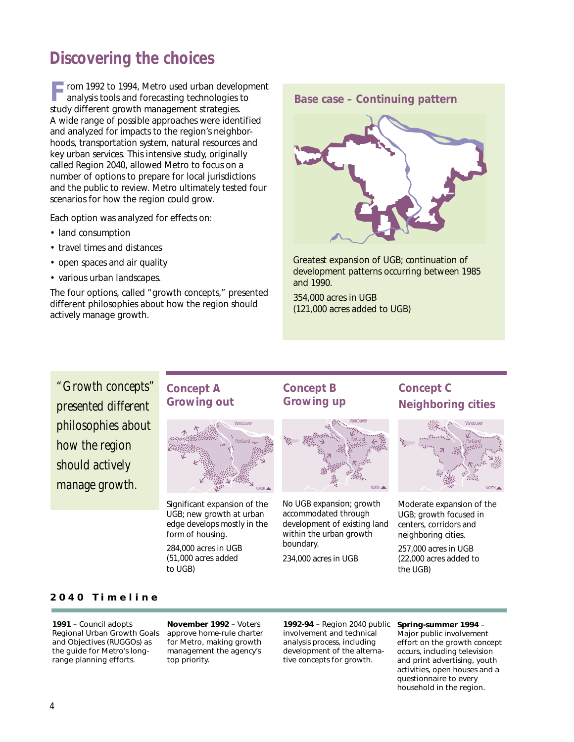# Discovering the choices

From 1992 to 1994, Metro used urban development analysis tools and forecasting technologies to study different growth management strategies. A wide range of possible approaches were identified and analyzed for impacts to the region's neighborhoods, transportation system, natural resources and key urban services. This intensive study, originally called Region 2040, allowed Metro to focus on a number of options to prepare for local jurisdictions and the public to review. Metro ultimately tested four scenarios for how the region could grow.

Each option was analyzed for effects on:

- land consumption
- travel times and distances
- open spaces and air quality
- various urban landscapes.

The four options, called "growth concepts," presented different philosophies about how the region should actively manage growth.

## Base case – Continuing pattern

Greatest expansion of UGB; continuation of development patterns occurring between 1985 and 1990.

354,000 acres in UGB
(121,000 acres added to UGB)

*"Growth concepts" presented different philosophies about how the region should actively manage growth.*

## Concept A
## Growing out

Significant expansion of the UGB; new growth at urban edge develops mostly in the form of housing.

284,000 acres in UGB
(51,000 acres added to UGB)

## Concept B
## Growing up

No UGB expansion; growth accommodated through development of existing land within the urban growth boundary.

234,000 acres in UGB

## Concept C
## Neighboring cities

Moderate expansion of the UGB; growth focused in centers, corridors and neighboring cities.

257,000 acres in UGB
(22,000 acres added to the UGB)

### 2040 Timeline

**1991** – Council adopts Regional Urban Growth Goals and Objectives (RUGGOs) as the guide for Metro's long-range planning efforts.

**November 1992** – Voters approve home-rule charter for Metro, making growth management the agency's top priority.

**1992-94** – Region 2040 public involvement and technical analysis process, including development of the alternative concepts for growth.

**Spring-summer 1994** – Major public involvement effort on the growth concept occurs, including television and print advertising, youth activities, open houses and a questionnaire to every household in the region.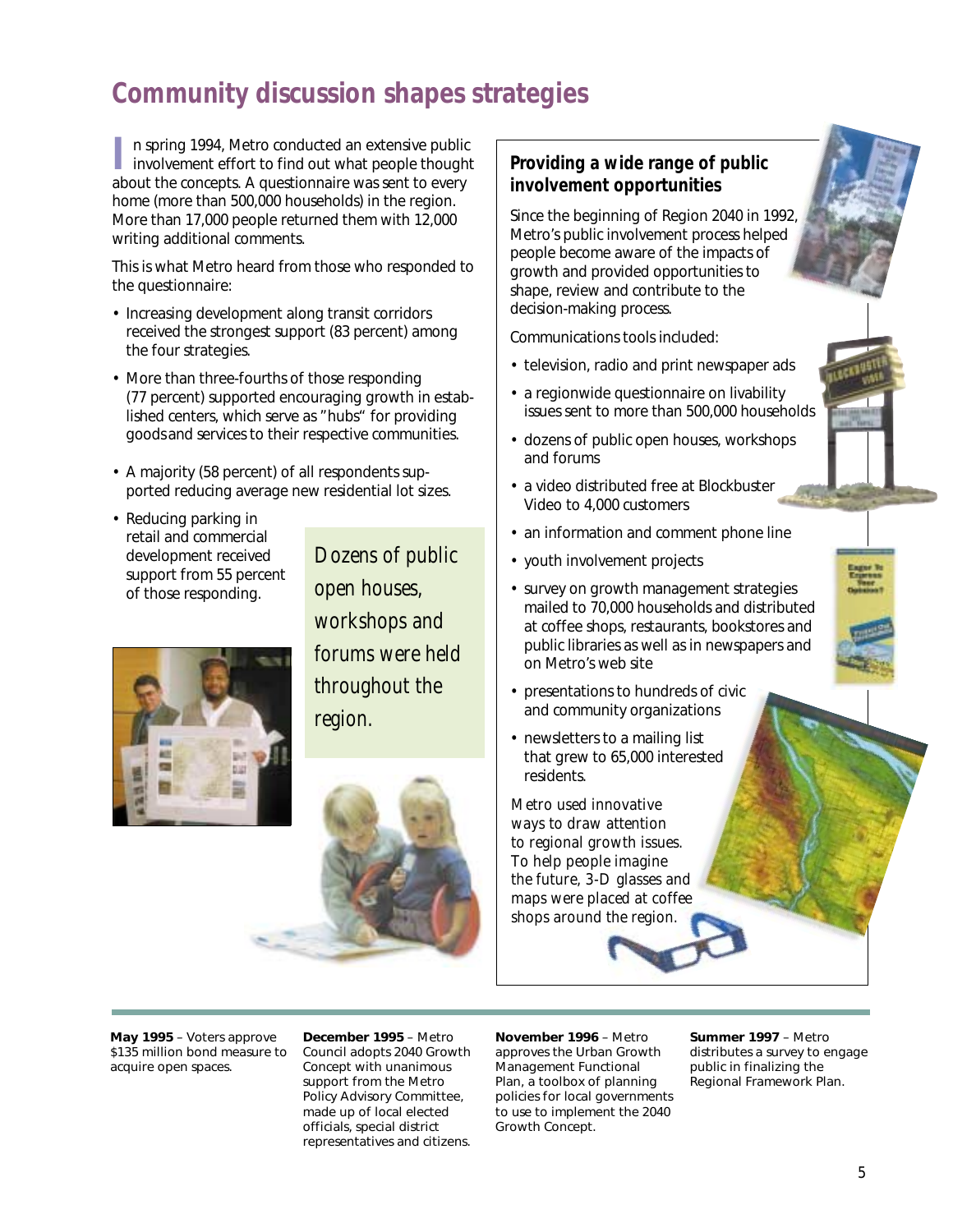# Community discussion shapes strategies

In spring 1994, Metro conducted an extensive public involvement effort to find out what people thought about the concepts. A questionnaire was sent to every home (more than 500,000 households) in the region. More than 17,000 people returned them with 12,000 writing additional comments.

This is what Metro heard from those who responded to the questionnaire:

- Increasing development along transit corridors received the strongest support (83 percent) among the four strategies.
- More than three-fourths of those responding (77 percent) supported encouraging growth in established centers, which serve as "hubs" for providing goods and services to their respective communities.
- A majority (58 percent) of all respondents supported reducing average new residential lot sizes.
- Reducing parking in retail and commercial development received support from 55 percent of those responding.

*Dozens of public open houses, workshops and forums were held throughout the region.*

## Providing a wide range of public involvement opportunities

Since the beginning of Region 2040 in 1992, Metro's public involvement process helped people become aware of the impacts of growth and provided opportunities to shape, review and contribute to the decision-making process.

Communications tools included:

- television, radio and print newspaper ads
- a regionwide questionnaire on livability issues sent to more than 500,000 households
- dozens of public open houses, workshops and forums
- a video distributed free at Blockbuster Video to 4,000 customers
- an information and comment phone line
- youth involvement projects
- survey on growth management strategies mailed to 70,000 households and distributed at coffee shops, restaurants, bookstores and public libraries as well as in newspapers and on Metro's web site
- presentations to hundreds of civic and community organizations
- newsletters to a mailing list that grew to 65,000 interested residents.

*Metro used innovative ways to draw attention to regional growth issues. To help people imagine the future, 3-D glasses and maps were placed at coffee shops around the region.*

**May 1995** – Voters approve $135 million bond measure to acquire open spaces.

**December 1995** – Metro Council adopts 2040 Growth Concept with unanimous support from the Metro Policy Advisory Committee, made up of local elected officials, special district representatives and citizens.

**November 1996** – Metro approves the Urban Growth Management Functional Plan, a toolbox of planning policies for local governments to use to implement the 2040 Growth Concept.

**Summer 1997** – Metro distributes a survey to engage public in finalizing the Regional Framework Plan.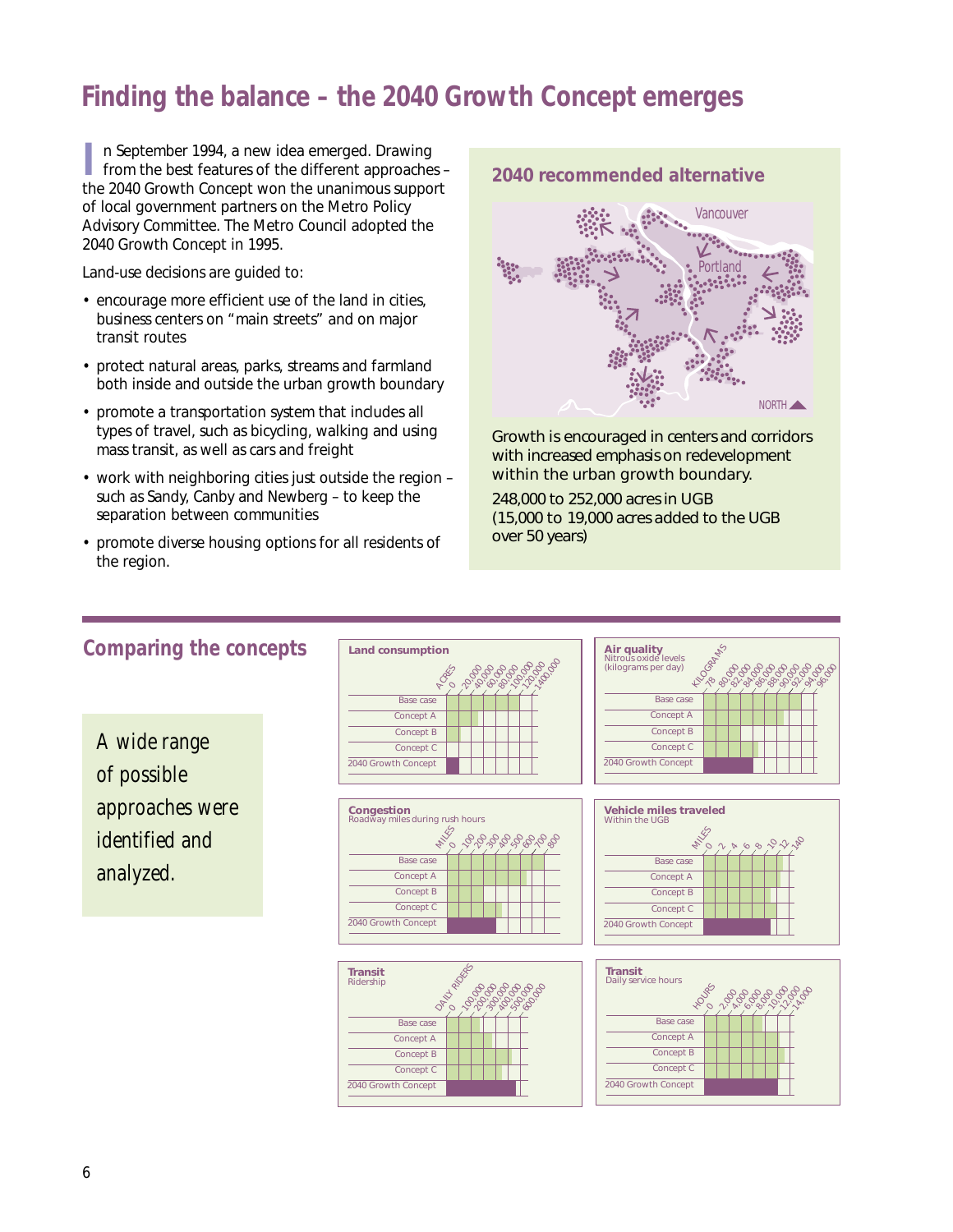# Finding the balance – the 2040 Growth Concept emerges

In September 1994, a new idea emerged. Drawing from the best features of the different approaches – the 2040 Growth Concept won the unanimous support of local government partners on the Metro Policy Advisory Committee. The Metro Council adopted the 2040 Growth Concept in 1995.

Land-use decisions are guided to:

- encourage more efficient use of the land in cities, business centers on "main streets" and on major transit routes
- protect natural areas, parks, streams and farmland both inside and outside the urban growth boundary
- promote a transportation system that includes all types of travel, such as bicycling, walking and using mass transit, as well as cars and freight
- work with neighboring cities just outside the region – such as Sandy, Canby and Newberg – to keep the separation between communities
- promote diverse housing options for all residents of the region.

## 2040 recommended alternative

Vancouver

Portland

NORTH

Growth is encouraged in centers and corridors with increased emphasis on redevelopment within the urban growth boundary.

248,000 to 252,000 acres in UGB (15,000 to 19,000 acres added to the UGB over 50 years)

## Comparing the concepts

*A wide range of possible approaches were identified and analyzed.*

**Land consumption**

ACRES 0, 20,000, 40,000, 60,000, 80,000, 100,000, 120,000, 1400,000

Base case; Concept A; Concept B; Concept C; 2040 Growth Concept

**Air quality**
Nitrous oxide levels (kilograms per day)

KILOGRAMS 78, 80,000, 82,000, 84,000, 86,000, 88,000, 90,000, 92,000, 94,000, 96,000

Base case; Concept A; Concept B; Concept C; 2040 Growth Concept

**Congestion**
Roadway miles during rush hours

MILES 0, 100, 200, 300, 400, 500, 600, 700, 800

Base case; Concept A; Concept B; Concept C; 2040 Growth Concept

**Vehicle miles traveled**
Within the UGB

MILES 0, 2, 4, 6, 8, 10, 12, 140

Base case; Concept A; Concept B; Concept C; 2040 Growth Concept

**Transit**
Ridership

DAILY RIDERS 0, 100,000, 200,000, 300,000, 400,000, 500,000, 600,000

Base case; Concept A; Concept B; Concept C; 2040 Growth Concept

**Transit**
Daily service hours

HOURS 0, 2,000, 4,000, 6,000, 8,000, 10,000, 12,000, 14,000

Base case; Concept A; Concept B; Concept C; 2040 Growth Concept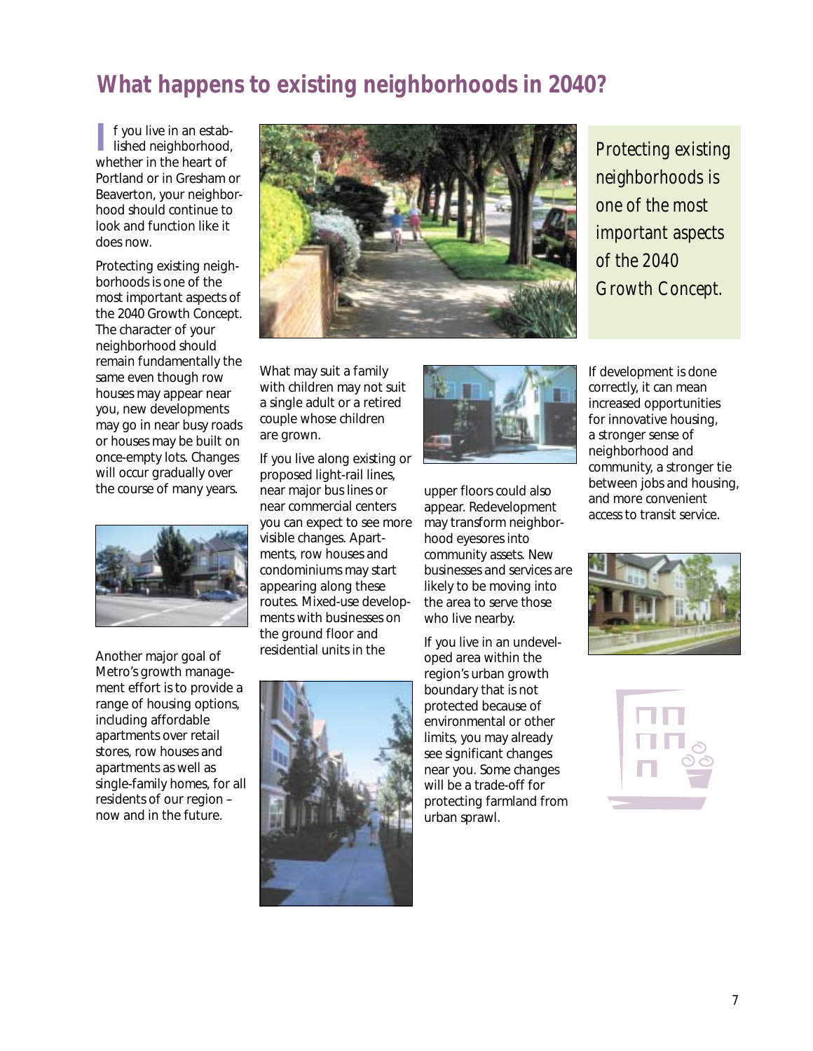## What happens to existing neighborhoods in 2040?

If you live in an established neighborhood, whether in the heart of Portland or in Gresham or Beaverton, your neighborhood should continue to look and function like it does now.

Protecting existing neighborhoods is one of the most important aspects of the 2040 Growth Concept. The character of your neighborhood should remain fundamentally the same even though row houses may appear near you, new developments may go in near busy roads or houses may be built on once-empty lots. Changes will occur gradually over the course of many years.

Another major goal of Metro's growth management effort is to provide a range of housing options, including affordable apartments over retail stores, row houses and apartments as well as single-family homes, for all residents of our region – now and in the future.

*Protecting existing neighborhoods is one of the most important aspects of the 2040 Growth Concept.*

What may suit a family with children may not suit a single adult or a retired couple whose children are grown.

If you live along existing or proposed light-rail lines, near major bus lines or near commercial centers you can expect to see more visible changes. Apartments, row houses and condominiums may start appearing along these routes. Mixed-use developments with businesses on the ground floor and residential units in the upper floors could also appear. Redevelopment may transform neighborhood eyesores into community assets. New businesses and services are likely to be moving into the area to serve those who live nearby.

If you live in an undeveloped area within the region's urban growth boundary that is not protected because of environmental or other limits, you may already see significant changes near you. Some changes will be a trade-off for protecting farmland from urban sprawl.

If development is done correctly, it can mean increased opportunities for innovative housing, a stronger sense of neighborhood and community, a stronger tie between jobs and housing, and more convenient access to transit service.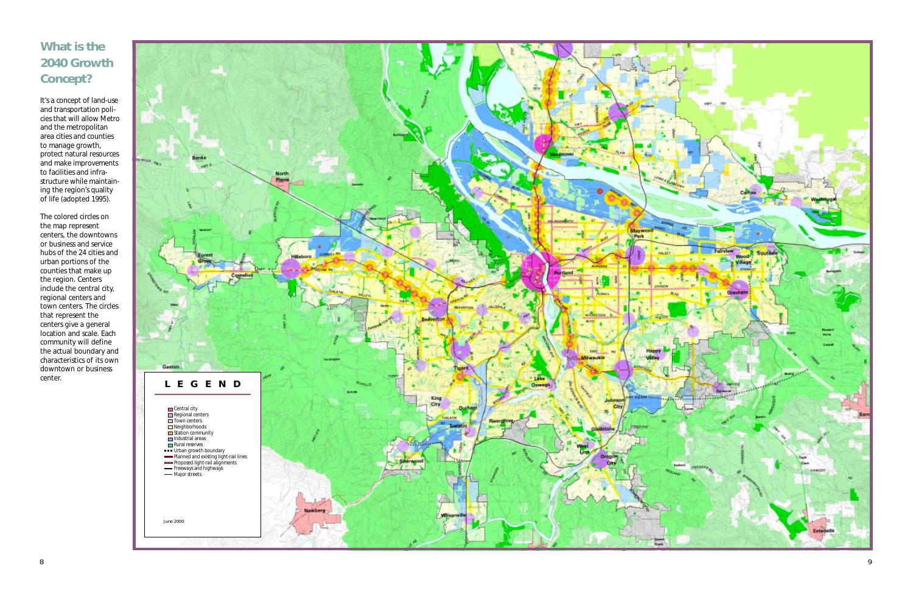## What is the 2040 Growth Concept?

It's a concept of land-use and transportation policies that will allow Metro and the metropolitan area cities and counties to manage growth, protect natural resources and make improvements to facilities and infrastructure while maintaining the region's quality of life (adopted 1995).

The colored circles on the map represent centers, the downtowns or business and service hubs of the 24 cities and urban portions of the counties that make up the region. Centers include the central city, regional centers and town centers. The circles that represent the centers give a general location and scale. Each community will define the actual boundary and characteristics of its own downtown or business center.

**LEGEND**

- Central city
- Regional centers
- Town centers
- Neighborhoods
- Station community
- Industrial areas
- Rural reserves
- Urban growth boundary
- Planned and existing light-rail lines
- Proposed light-rail alignments
- Freeways and highways
- Major streets

June 2000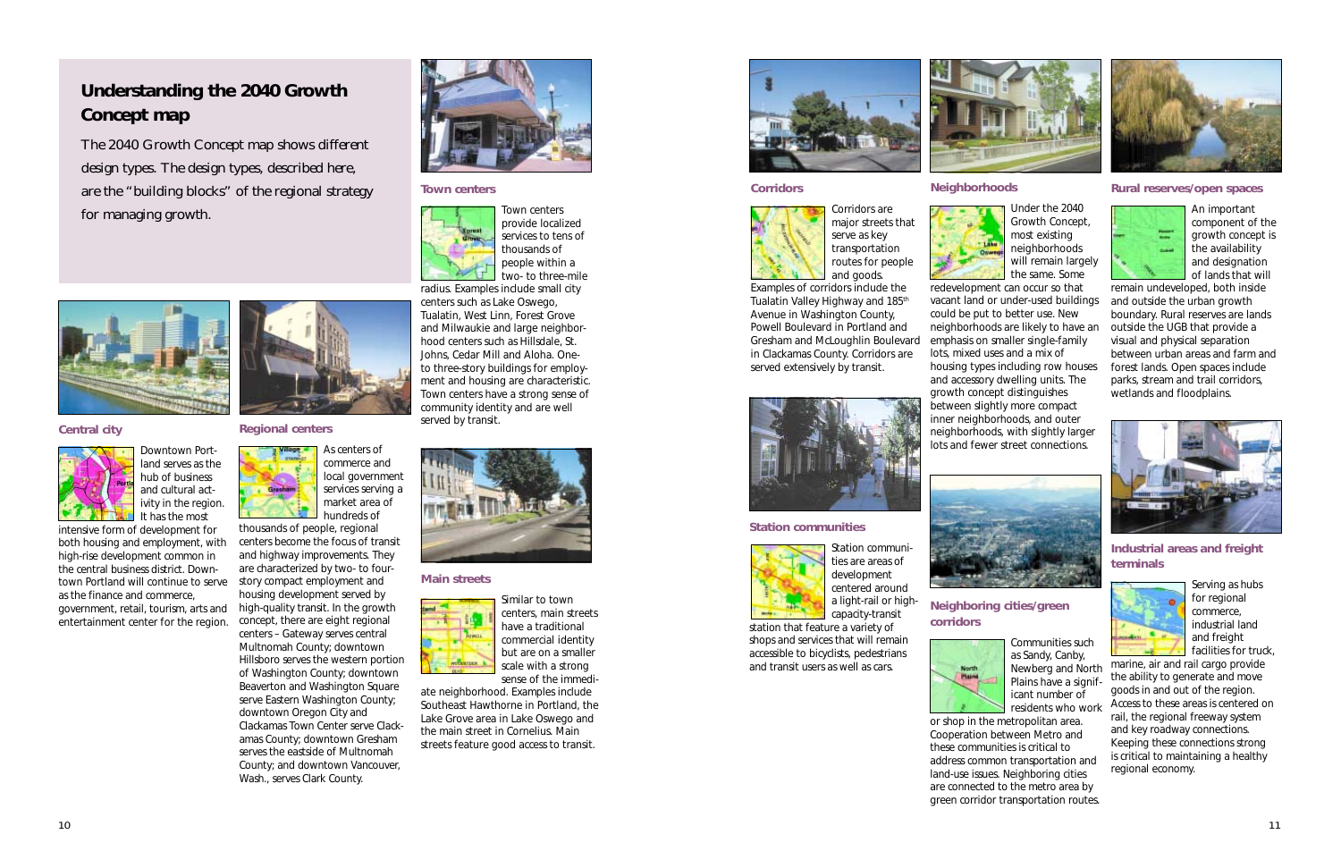## Understanding the 2040 Growth Concept map

The 2040 Growth Concept map shows different design types. The design types, described here, are the "building blocks" of the regional strategy for managing growth.

### Central city

Downtown Portland serves as the hub of business and cultural activity in the region. It has the most intensive form of development for both housing and employment, with high-rise development common in the central business district. Downtown Portland will continue to serve as the finance and commerce, government, retail, tourism, arts and entertainment center for the region.

### Regional centers

As centers of commerce and local government services serving a market area of hundreds of thousands of people, regional centers become the focus of transit and highway improvements. They are characterized by two- to four-story compact employment and housing development served by high-quality transit. In the growth concept, there are eight regional centers – Gateway serves central Multnomah County; downtown Hillsboro serves the western portion of Washington County; downtown Beaverton and Washington Square serve Eastern Washington County; downtown Oregon City and Clackamas Town Center serve Clackamas County; downtown Gresham serves the eastside of Multnomah County; and downtown Vancouver, Wash., serves Clark County.

### Town centers

Town centers provide localized services to tens of thousands of people within a two- to three-mile radius. Examples include small city centers such as Lake Oswego, Tualatin, West Linn, Forest Grove and Milwaukie and large neighborhood centers such as Hillsdale, St. Johns, Cedar Mill and Aloha. One- to three-story buildings for employment and housing are characteristic. Town centers have a strong sense of community identity and are well served by transit.

### Main streets

Similar to town centers, main streets have a traditional commercial identity but are on a smaller scale with a strong sense of the immediate neighborhood. Examples include Southeast Hawthorne in Portland, the Lake Grove area in Lake Oswego and the main street in Cornelius. Main streets feature good access to transit.

### Corridors

Corridors are major streets that serve as key transportation routes for people and goods. Examples of corridors include the Tualatin Valley Highway and 185th Avenue in Washington County, Powell Boulevard in Portland and Gresham and McLoughlin Boulevard in Clackamas County. Corridors are served extensively by transit.

### Station communities

Station communities are areas of development centered around a light-rail or high-capacity-transit station that feature a variety of shops and services that will remain accessible to bicyclists, pedestrians and transit users as well as cars.

### Neighborhoods

Under the 2040 Growth Concept, most existing neighborhoods will remain largely the same. Some redevelopment can occur so that vacant land or under-used buildings could be put to better use. New neighborhoods are likely to have an emphasis on smaller single-family lots, mixed uses and a mix of housing types including row houses and accessory dwelling units. The growth concept distinguishes between slightly more compact inner neighborhoods, and outer neighborhoods, with slightly larger lots and fewer street connections.

### Neighboring cities/green corridors

Communities such as Sandy, Canby, Newberg and North Plains have a significant number of residents who work or shop in the metropolitan area. Cooperation between Metro and these communities is critical to address common transportation and land-use issues. Neighboring cities are connected to the metro area by green corridor transportation routes.

### Rural reserves/open spaces

An important component of the growth concept is the availability and designation of lands that will remain undeveloped, both inside and outside the urban growth boundary. Rural reserves are lands outside the UGB that provide a visual and physical separation between urban areas and farm and forest lands. Open spaces include parks, stream and trail corridors, wetlands and floodplains.

### Industrial areas and freight terminals

Serving as hubs for regional commerce, industrial land and freight facilities for truck, marine, air and rail cargo provide the ability to generate and move goods in and out of the region. Access to these areas is centered on rail, the regional freeway system and key roadway connections. Keeping these connections strong is critical to maintaining a healthy regional economy.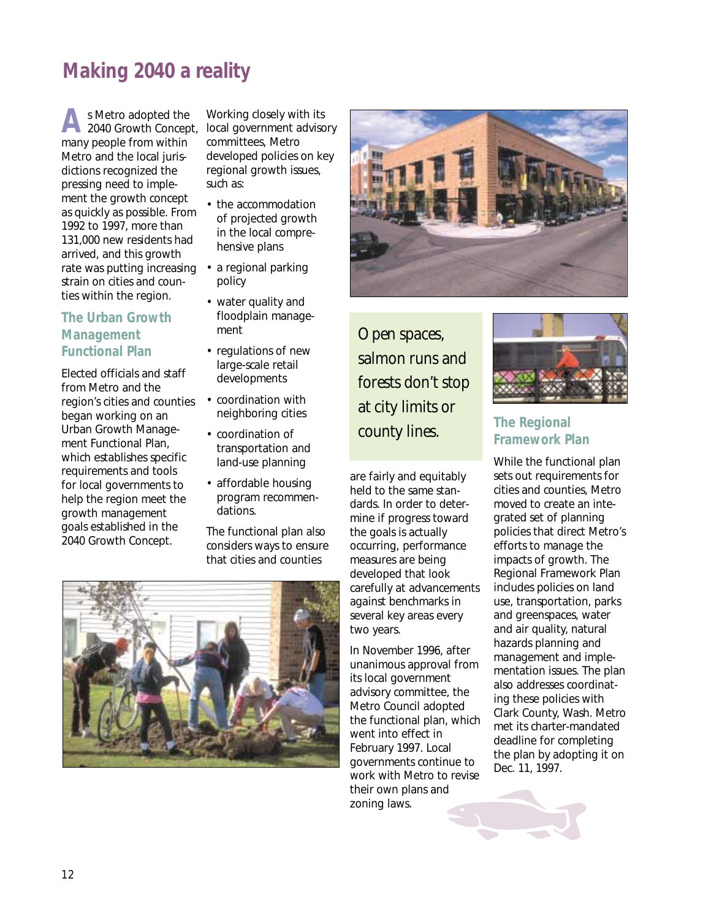# Making 2040 a reality

As Metro adopted the 2040 Growth Concept, many people from within Metro and the local jurisdictions recognized the pressing need to implement the growth concept as quickly as possible. From 1992 to 1997, more than 131,000 new residents had arrived, and this growth rate was putting increasing strain on cities and counties within the region.

## The Urban Growth Management Functional Plan

Elected officials and staff from Metro and the region's cities and counties began working on an Urban Growth Management Functional Plan, which establishes specific requirements and tools for local governments to help the region meet the growth management goals established in the 2040 Growth Concept.

Working closely with its local government advisory committees, Metro developed policies on key regional growth issues, such as:

- the accommodation of projected growth in the local comprehensive plans
- a regional parking policy
- water quality and floodplain management
- regulations of new large-scale retail developments
- coordination with neighboring cities
- coordination of transportation and land-use planning
- affordable housing program recommendations.

The functional plan also considers ways to ensure that cities and counties are fairly and equitably held to the same standards. In order to determine if progress toward the goals is actually occurring, performance measures are being developed that look carefully at advancements against benchmarks in several key areas every two years.

In November 1996, after unanimous approval from its local government advisory committee, the Metro Council adopted the functional plan, which went into effect in February 1997. Local governments continue to work with Metro to revise their own plans and zoning laws.

*Open spaces, salmon runs and forests don't stop at city limits or county lines.*

## The Regional Framework Plan

While the functional plan sets out requirements for cities and counties, Metro moved to create an integrated set of planning policies that direct Metro's efforts to manage the impacts of growth. The Regional Framework Plan includes policies on land use, transportation, parks and greenspaces, water and air quality, natural hazards planning and management and implementation issues. The plan also addresses coordinating these policies with Clark County, Wash. Metro met its charter-mandated deadline for completing the plan by adopting it on Dec. 11, 1997.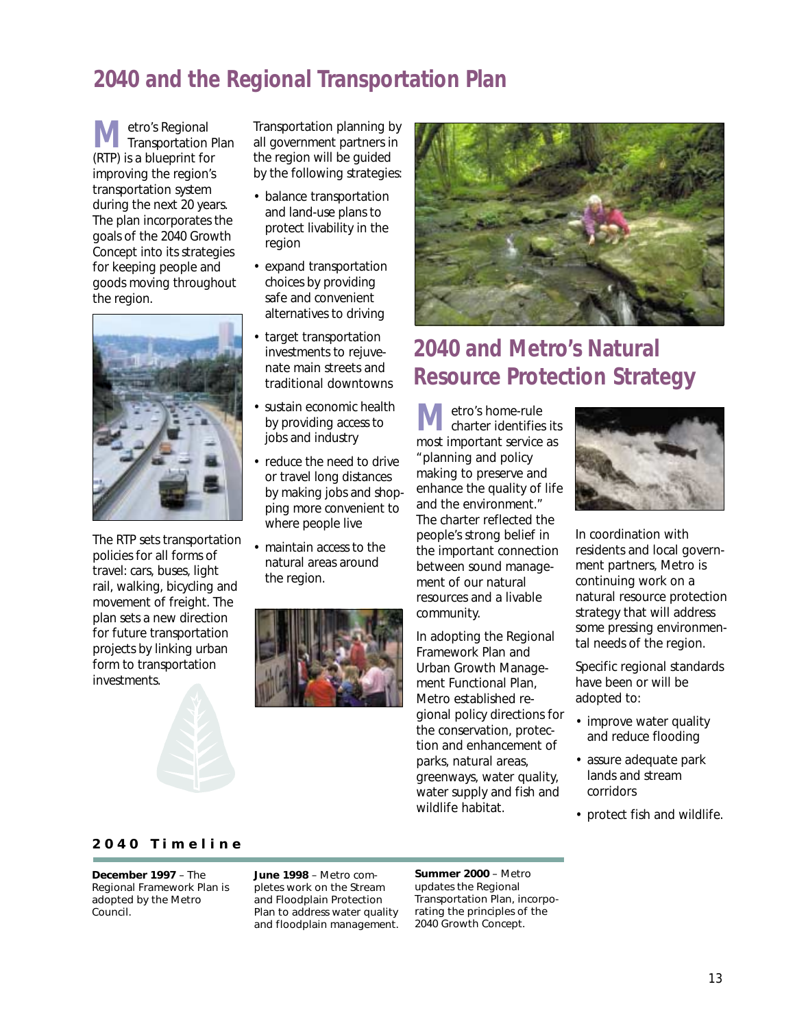## 2040 and the Regional Transportation Plan

Metro's Regional Transportation Plan (RTP) is a blueprint for improving the region's transportation system during the next 20 years. The plan incorporates the goals of the 2040 Growth Concept into its strategies for keeping people and goods moving throughout the region.

The RTP sets transportation policies for all forms of travel: cars, buses, light rail, walking, bicycling and movement of freight. The plan sets a new direction for future transportation projects by linking urban form to transportation investments.

Transportation planning by all government partners in the region will be guided by the following strategies:

- balance transportation and land-use plans to protect livability in the region
- expand transportation choices by providing safe and convenient alternatives to driving
- target transportation investments to rejuvenate main streets and traditional downtowns
- sustain economic health by providing access to jobs and industry
- reduce the need to drive or travel long distances by making jobs and shopping more convenient to where people live
- maintain access to the natural areas around the region.

## 2040 and Metro's Natural Resource Protection Strategy

Metro's home-rule charter identifies its most important service as "planning and policy making to preserve and enhance the quality of life and the environment." The charter reflected the people's strong belief in the important connection between sound management of our natural resources and a livable community.

In adopting the Regional Framework Plan and Urban Growth Management Functional Plan, Metro established regional policy directions for the conservation, protection and enhancement of parks, natural areas, greenways, water quality, water supply and fish and wildlife habitat.

In coordination with residents and local government partners, Metro is continuing work on a natural resource protection strategy that will address some pressing environmental needs of the region.

Specific regional standards have been or will be adopted to:

- improve water quality and reduce flooding
- assure adequate park lands and stream corridors
- protect fish and wildlife.

### 2040 Timeline

**December 1997** – The Regional Framework Plan is adopted by the Metro Council.

**June 1998** – Metro completes work on the Stream and Floodplain Protection Plan to address water quality and floodplain management.

**Summer 2000** – Metro updates the Regional Transportation Plan, incorporating the principles of the 2040 Growth Concept.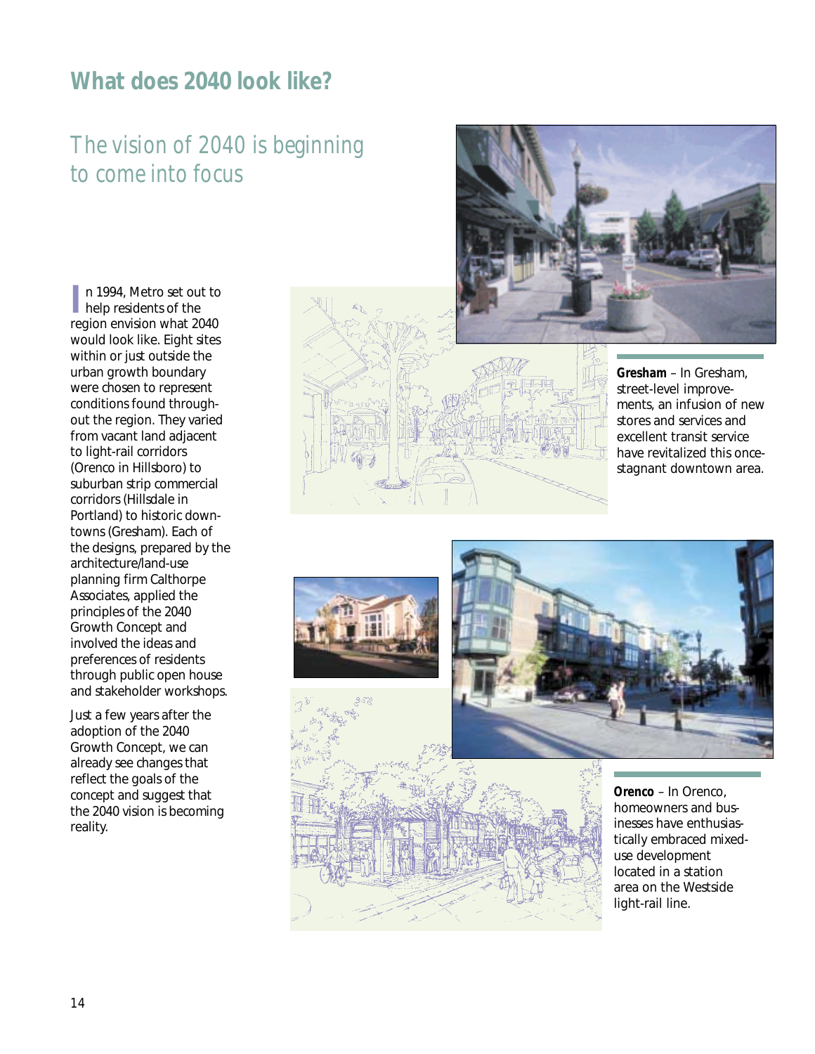## What does 2040 look like?

# The vision of 2040 is beginning to come into focus

In 1994, Metro set out to help residents of the region envision what 2040 would look like. Eight sites within or just outside the urban growth boundary were chosen to represent conditions found throughout the region. They varied from vacant land adjacent to light-rail corridors (Orenco in Hillsboro) to suburban strip commercial corridors (Hillsdale in Portland) to historic downtowns (Gresham). Each of the designs, prepared by the architecture/land-use planning firm Calthorpe Associates, applied the principles of the 2040 Growth Concept and involved the ideas and preferences of residents through public open house and stakeholder workshops.

Just a few years after the adoption of the 2040 Growth Concept, we can already see changes that reflect the goals of the concept and suggest that the 2040 vision is becoming reality.

**Gresham** – In Gresham, street-level improvements, an infusion of new stores and services and excellent transit service have revitalized this once-stagnant downtown area.

**Orenco** – In Orenco, homeowners and businesses have enthusiastically embraced mixed-use development located in a station area on the Westside light-rail line.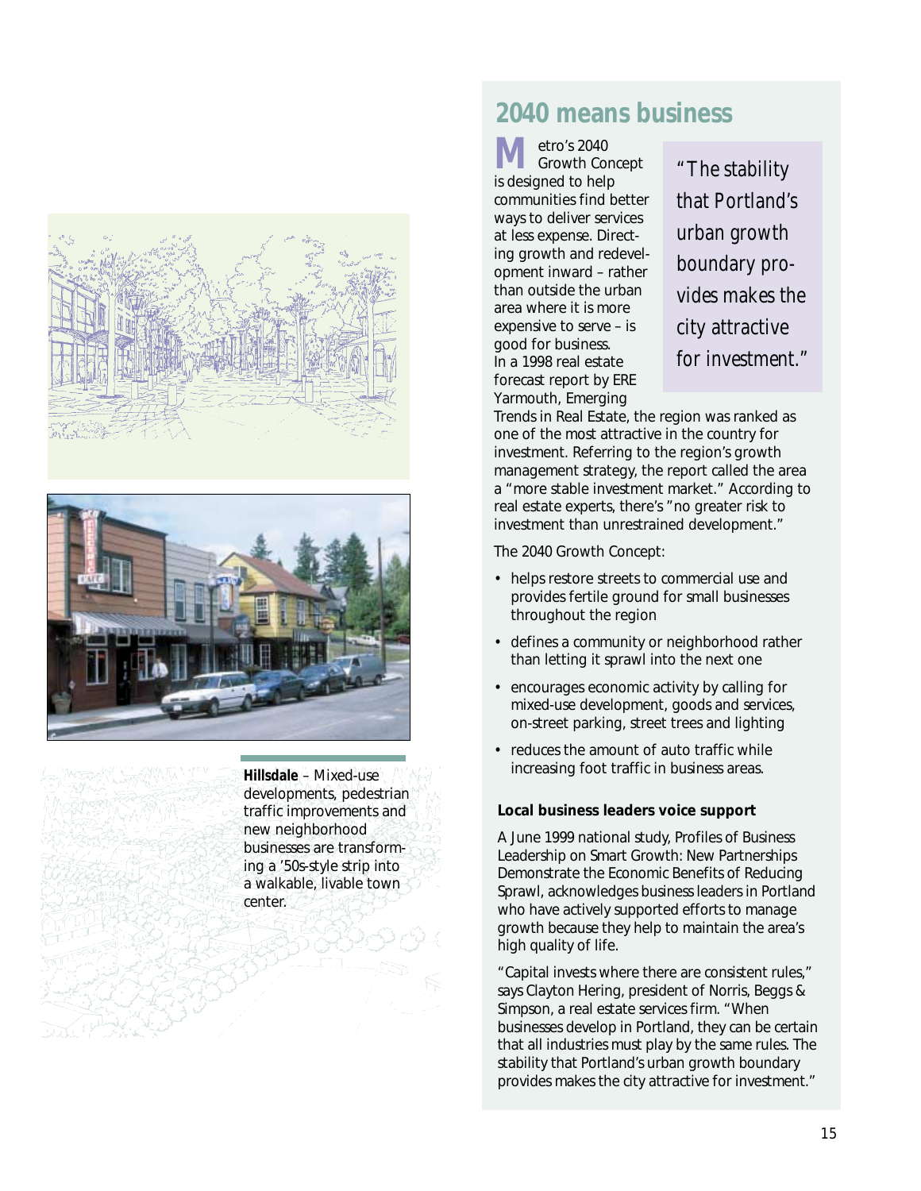Hillsdale – Mixed-use developments, pedestrian traffic improvements and new neighborhood businesses are transforming a '50s-style strip into a walkable, livable town center.

## 2040 means business

Metro's 2040 Growth Concept is designed to help communities find better ways to deliver services at less expense. Directing growth and redevelopment inward – rather than outside the urban area where it is more expensive to serve – is good for business. In a 1998 real estate forecast report by ERE Yarmouth, Emerging Trends in Real Estate, the region was ranked as one of the most attractive in the country for investment. Referring to the region's growth management strategy, the report called the area a "more stable investment market." According to real estate experts, there's "no greater risk to investment than unrestrained development."

*"The stability that Portland's urban growth boundary provides makes the city attractive for investment."*

The 2040 Growth Concept:

- helps restore streets to commercial use and provides fertile ground for small businesses throughout the region
- defines a community or neighborhood rather than letting it sprawl into the next one
- encourages economic activity by calling for mixed-use development, goods and services, on-street parking, street trees and lighting
- reduces the amount of auto traffic while increasing foot traffic in business areas.

**Local business leaders voice support**

A June 1999 national study, Profiles of Business Leadership on Smart Growth: New Partnerships Demonstrate the Economic Benefits of Reducing Sprawl, acknowledges business leaders in Portland who have actively supported efforts to manage growth because they help to maintain the area's high quality of life.

"Capital invests where there are consistent rules," says Clayton Hering, president of Norris, Beggs & Simpson, a real estate services firm. "When businesses develop in Portland, they can be certain that all industries must play by the same rules. The stability that Portland's urban growth boundary provides makes the city attractive for investment."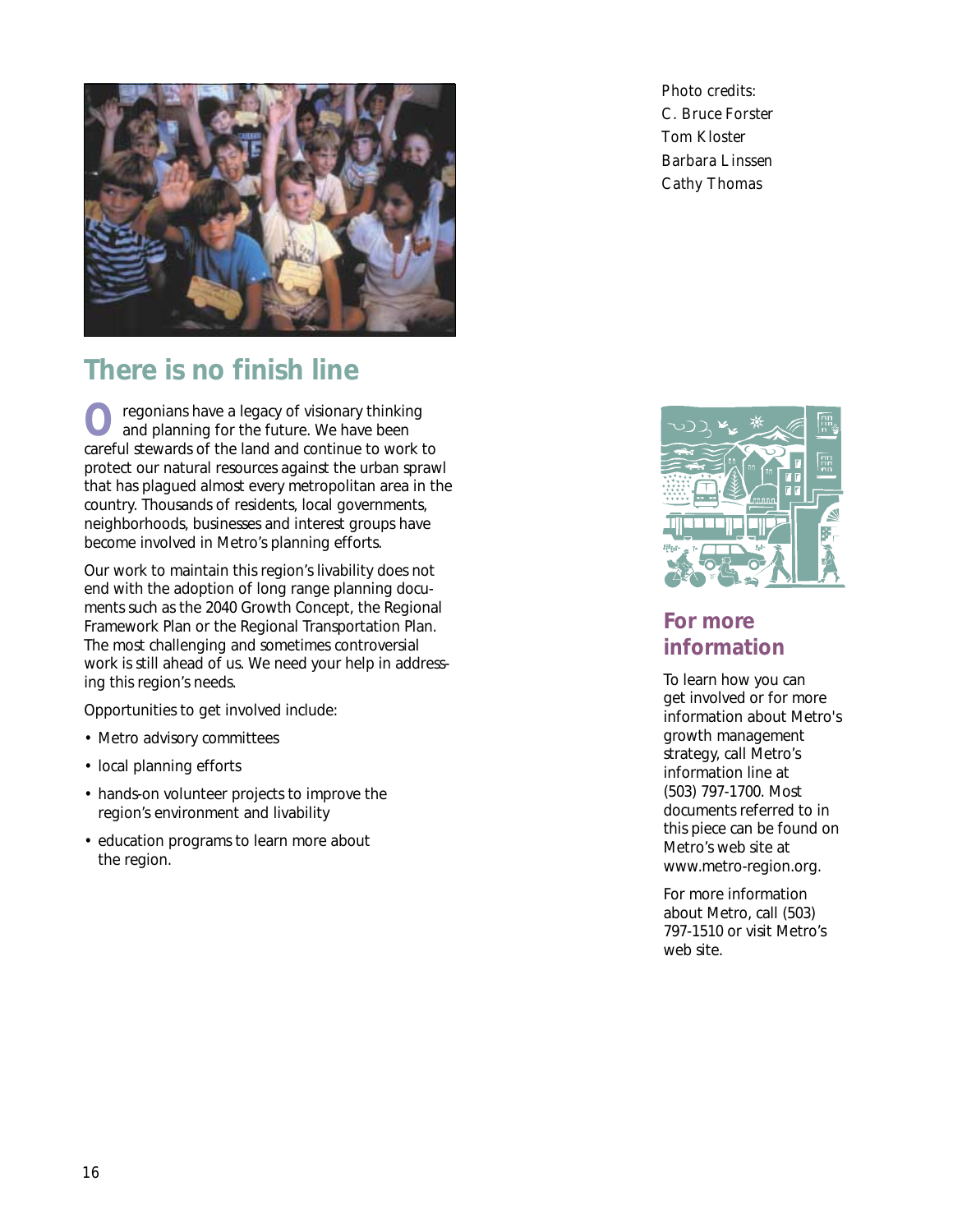## There is no finish line

Oregonians have a legacy of visionary thinking and planning for the future. We have been careful stewards of the land and continue to work to protect our natural resources against the urban sprawl that has plagued almost every metropolitan area in the country. Thousands of residents, local governments, neighborhoods, businesses and interest groups have become involved in Metro's planning efforts.

Our work to maintain this region's livability does not end with the adoption of long range planning documents such as the 2040 Growth Concept, the Regional Framework Plan or the Regional Transportation Plan. The most challenging and sometimes controversial work is still ahead of us. We need your help in addressing this region's needs.

Opportunities to get involved include:

- Metro advisory committees
- local planning efforts
- hands-on volunteer projects to improve the region's environment and livability
- education programs to learn more about the region.

*Photo credits:*
*C. Bruce Forster*
*Tom Kloster*
*Barbara Linssen*
*Cathy Thomas*

## For more information

To learn how you can get involved or for more information about Metro's growth management strategy, call Metro's information line at (503) 797-1700. Most documents referred to in this piece can be found on Metro's web site at www.metro-region.org.

For more information about Metro, call (503) 797-1510 or visit Metro's web site.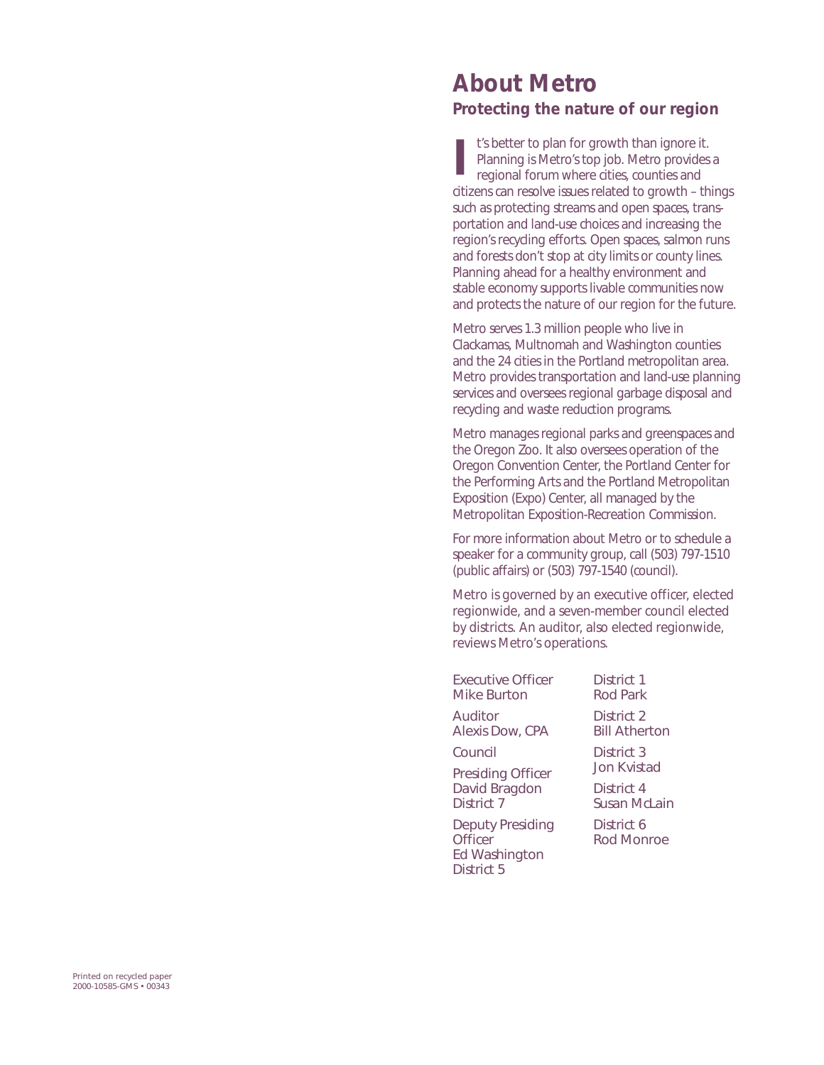# About Metro

## Protecting the nature of our region

It's better to plan for growth than ignore it. Planning is Metro's top job. Metro provides a regional forum where cities, counties and citizens can resolve issues related to growth – things such as protecting streams and open spaces, transportation and land-use choices and increasing the region's recycling efforts. Open spaces, salmon runs and forests don't stop at city limits or county lines. Planning ahead for a healthy environment and stable economy supports livable communities now and protects the nature of our region for the future.

Metro serves 1.3 million people who live in Clackamas, Multnomah and Washington counties and the 24 cities in the Portland metropolitan area. Metro provides transportation and land-use planning services and oversees regional garbage disposal and recycling and waste reduction programs.

Metro manages regional parks and greenspaces and the Oregon Zoo. It also oversees operation of the Oregon Convention Center, the Portland Center for the Performing Arts and the Portland Metropolitan Exposition (Expo) Center, all managed by the Metropolitan Exposition-Recreation Commission.

For more information about Metro or to schedule a speaker for a community group, call (503) 797-1510 (public affairs) or (503) 797-1540 (council).

Metro is governed by an executive officer, elected regionwide, and a seven-member council elected by districts. An auditor, also elected regionwide, reviews Metro's operations.

Executive Officer
Mike Burton

Auditor
Alexis Dow, CPA

Council

Presiding Officer
David Bragdon
District 7

Deputy Presiding Officer
Ed Washington
District 5

District 1
Rod Park

District 2
Bill Atherton

District 3
Jon Kvistad

District 4
Susan McLain

District 6
Rod Monroe

Printed on recycled paper
2000-10585-GMS • 00343